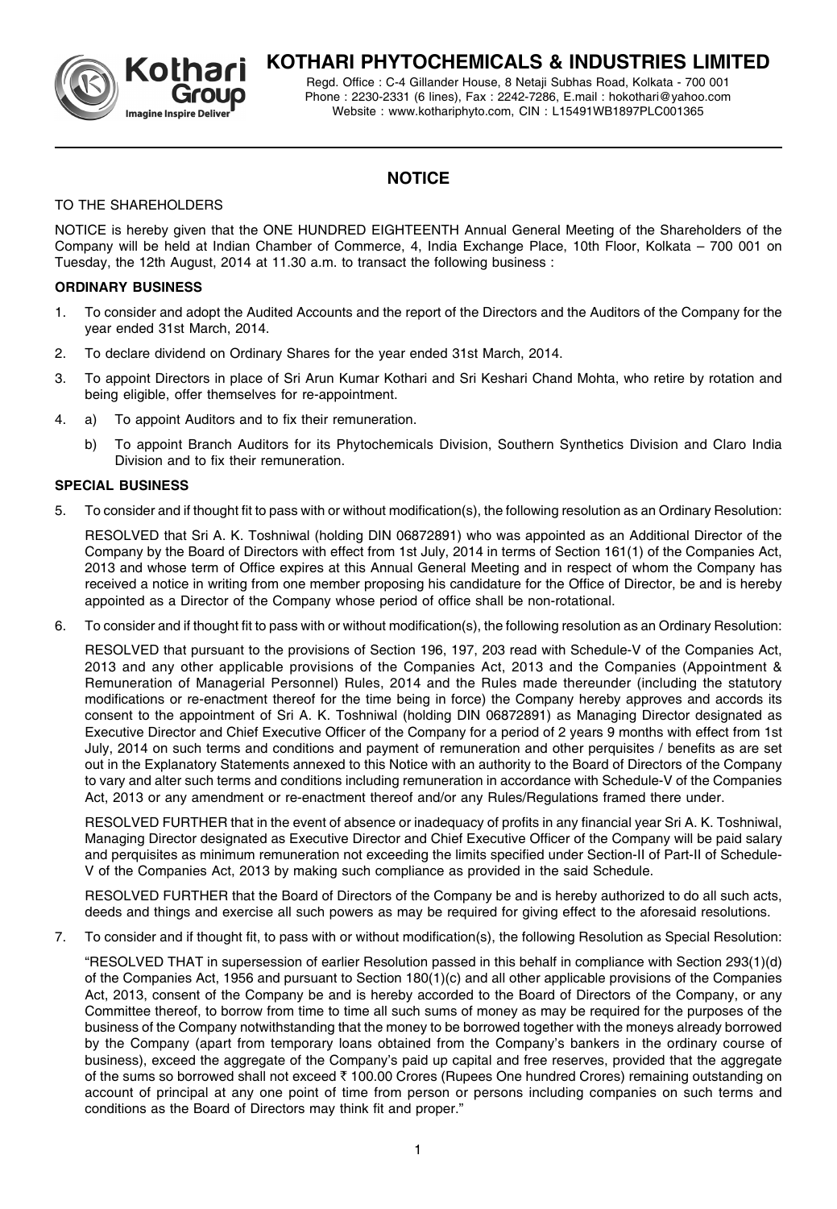# KOTHARI PHYTOCHEMICALS & INDUSTRIES LIMITED

Regd. Office : C-4 Gillander House, 8 Netaji Subhas Road, Kolkata - 700 001
Phone : 2230-2331 (6 lines), Fax : 2242-7286, E.mail : hokothari@yahoo.com
Website : www.kothariphyto.com, CIN : L15491WB1897PLC001365

## NOTICE

TO THE SHAREHOLDERS

NOTICE is hereby given that the ONE HUNDRED EIGHTEENTH Annual General Meeting of the Shareholders of the Company will be held at Indian Chamber of Commerce, 4, India Exchange Place, 10th Floor, Kolkata – 700 001 on Tuesday, the 12th August, 2014 at 11.30 a.m. to transact the following business :

### ORDINARY BUSINESS

1. To consider and adopt the Audited Accounts and the report of the Directors and the Auditors of the Company for the year ended 31st March, 2014.
2. To declare dividend on Ordinary Shares for the year ended 31st March, 2014.
3. To appoint Directors in place of Sri Arun Kumar Kothari and Sri Keshari Chand Mohta, who retire by rotation and being eligible, offer themselves for re-appointment.
4. a) To appoint Auditors and to fix their remuneration.

   b) To appoint Branch Auditors for its Phytochemicals Division, Southern Synthetics Division and Claro India Division and to fix their remuneration.

### SPECIAL BUSINESS

5. To consider and if thought fit to pass with or without modification(s), the following resolution as an Ordinary Resolution:

   RESOLVED that Sri A. K. Toshniwal (holding DIN 06872891) who was appointed as an Additional Director of the Company by the Board of Directors with effect from 1st July, 2014 in terms of Section 161(1) of the Companies Act, 2013 and whose term of Office expires at this Annual General Meeting and in respect of whom the Company has received a notice in writing from one member proposing his candidature for the Office of Director, be and is hereby appointed as a Director of the Company whose period of office shall be non-rotational.

6. To consider and if thought fit to pass with or without modification(s), the following resolution as an Ordinary Resolution:

   RESOLVED that pursuant to the provisions of Section 196, 197, 203 read with Schedule-V of the Companies Act, 2013 and any other applicable provisions of the Companies Act, 2013 and the Companies (Appointment & Remuneration of Managerial Personnel) Rules, 2014 and the Rules made thereunder (including the statutory modifications or re-enactment thereof for the time being in force) the Company hereby approves and accords its consent to the appointment of Sri A. K. Toshniwal (holding DIN 06872891) as Managing Director designated as Executive Director and Chief Executive Officer of the Company for a period of 2 years 9 months with effect from 1st July, 2014 on such terms and conditions and payment of remuneration and other perquisites / benefits as are set out in the Explanatory Statements annexed to this Notice with an authority to the Board of Directors of the Company to vary and alter such terms and conditions including remuneration in accordance with Schedule-V of the Companies Act, 2013 or any amendment or re-enactment thereof and/or any Rules/Regulations framed there under.

   RESOLVED FURTHER that in the event of absence or inadequacy of profits in any financial year Sri A. K. Toshniwal, Managing Director designated as Executive Director and Chief Executive Officer of the Company will be paid salary and perquisites as minimum remuneration not exceeding the limits specified under Section-II of Part-II of Schedule-V of the Companies Act, 2013 by making such compliance as provided in the said Schedule.

   RESOLVED FURTHER that the Board of Directors of the Company be and is hereby authorized to do all such acts, deeds and things and exercise all such powers as may be required for giving effect to the aforesaid resolutions.

7. To consider and if thought fit, to pass with or without modification(s), the following Resolution as Special Resolution:

   "RESOLVED THAT in supersession of earlier Resolution passed in this behalf in compliance with Section 293(1)(d) of the Companies Act, 1956 and pursuant to Section 180(1)(c) and all other applicable provisions of the Companies Act, 2013, consent of the Company be and is hereby accorded to the Board of Directors of the Company, or any Committee thereof, to borrow from time to time all such sums of money as may be required for the purposes of the business of the Company notwithstanding that the money to be borrowed together with the moneys already borrowed by the Company (apart from temporary loans obtained from the Company's bankers in the ordinary course of business), exceed the aggregate of the Company's paid up capital and free reserves, provided that the aggregate of the sums so borrowed shall not exceed ₹ 100.00 Crores (Rupees One hundred Crores) remaining outstanding on account of principal at any one point of time from person or persons including companies on such terms and conditions as the Board of Directors may think fit and proper."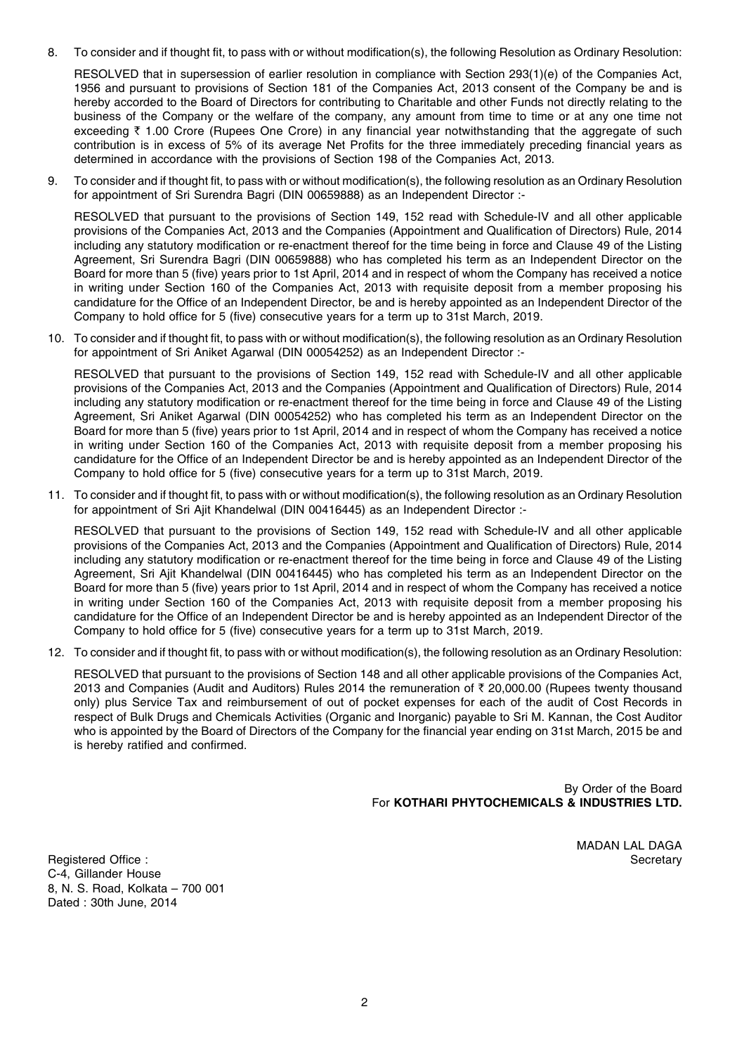8. To consider and if thought fit, to pass with or without modification(s), the following Resolution as Ordinary Resolution:

   RESOLVED that in supersession of earlier resolution in compliance with Section 293(1)(e) of the Companies Act, 1956 and pursuant to provisions of Section 181 of the Companies Act, 2013 consent of the Company be and is hereby accorded to the Board of Directors for contributing to Charitable and other Funds not directly relating to the business of the Company or the welfare of the company, any amount from time to time or at any one time not exceeding ₹ 1.00 Crore (Rupees One Crore) in any financial year notwithstanding that the aggregate of such contribution is in excess of 5% of its average Net Profits for the three immediately preceding financial years as determined in accordance with the provisions of Section 198 of the Companies Act, 2013.

9. To consider and if thought fit, to pass with or without modification(s), the following resolution as an Ordinary Resolution for appointment of Sri Surendra Bagri (DIN 00659888) as an Independent Director :-

   RESOLVED that pursuant to the provisions of Section 149, 152 read with Schedule-IV and all other applicable provisions of the Companies Act, 2013 and the Companies (Appointment and Qualification of Directors) Rule, 2014 including any statutory modification or re-enactment thereof for the time being in force and Clause 49 of the Listing Agreement, Sri Surendra Bagri (DIN 00659888) who has completed his term as an Independent Director on the Board for more than 5 (five) years prior to 1st April, 2014 and in respect of whom the Company has received a notice in writing under Section 160 of the Companies Act, 2013 with requisite deposit from a member proposing his candidature for the Office of an Independent Director, be and is hereby appointed as an Independent Director of the Company to hold office for 5 (five) consecutive years for a term up to 31st March, 2019.

10. To consider and if thought fit, to pass with or without modification(s), the following resolution as an Ordinary Resolution for appointment of Sri Aniket Agarwal (DIN 00054252) as an Independent Director :-

    RESOLVED that pursuant to the provisions of Section 149, 152 read with Schedule-IV and all other applicable provisions of the Companies Act, 2013 and the Companies (Appointment and Qualification of Directors) Rule, 2014 including any statutory modification or re-enactment thereof for the time being in force and Clause 49 of the Listing Agreement, Sri Aniket Agarwal (DIN 00054252) who has completed his term as an Independent Director on the Board for more than 5 (five) years prior to 1st April, 2014 and in respect of whom the Company has received a notice in writing under Section 160 of the Companies Act, 2013 with requisite deposit from a member proposing his candidature for the Office of an Independent Director be and is hereby appointed as an Independent Director of the Company to hold office for 5 (five) consecutive years for a term up to 31st March, 2019.

11. To consider and if thought fit, to pass with or without modification(s), the following resolution as an Ordinary Resolution for appointment of Sri Ajit Khandelwal (DIN 00416445) as an Independent Director :-

    RESOLVED that pursuant to the provisions of Section 149, 152 read with Schedule-IV and all other applicable provisions of the Companies Act, 2013 and the Companies (Appointment and Qualification of Directors) Rule, 2014 including any statutory modification or re-enactment thereof for the time being in force and Clause 49 of the Listing Agreement, Sri Ajit Khandelwal (DIN 00416445) who has completed his term as an Independent Director on the Board for more than 5 (five) years prior to 1st April, 2014 and in respect of whom the Company has received a notice in writing under Section 160 of the Companies Act, 2013 with requisite deposit from a member proposing his candidature for the Office of an Independent Director be and is hereby appointed as an Independent Director of the Company to hold office for 5 (five) consecutive years for a term up to 31st March, 2019.

12. To consider and if thought fit, to pass with or without modification(s), the following resolution as an Ordinary Resolution:

    RESOLVED that pursuant to the provisions of Section 148 and all other applicable provisions of the Companies Act, 2013 and Companies (Audit and Auditors) Rules 2014 the remuneration of ₹ 20,000.00 (Rupees twenty thousand only) plus Service Tax and reimbursement of out of pocket expenses for each of the audit of Cost Records in respect of Bulk Drugs and Chemicals Activities (Organic and Inorganic) payable to Sri M. Kannan, the Cost Auditor who is appointed by the Board of Directors of the Company for the financial year ending on 31st March, 2015 be and is hereby ratified and confirmed.

By Order of the Board
For **KOTHARI PHYTOCHEMICALS & INDUSTRIES LTD.**

MADAN LAL DAGA
Secretary

Registered Office :
C-4, Gillander House
8, N. S. Road, Kolkata – 700 001
Dated : 30th June, 2014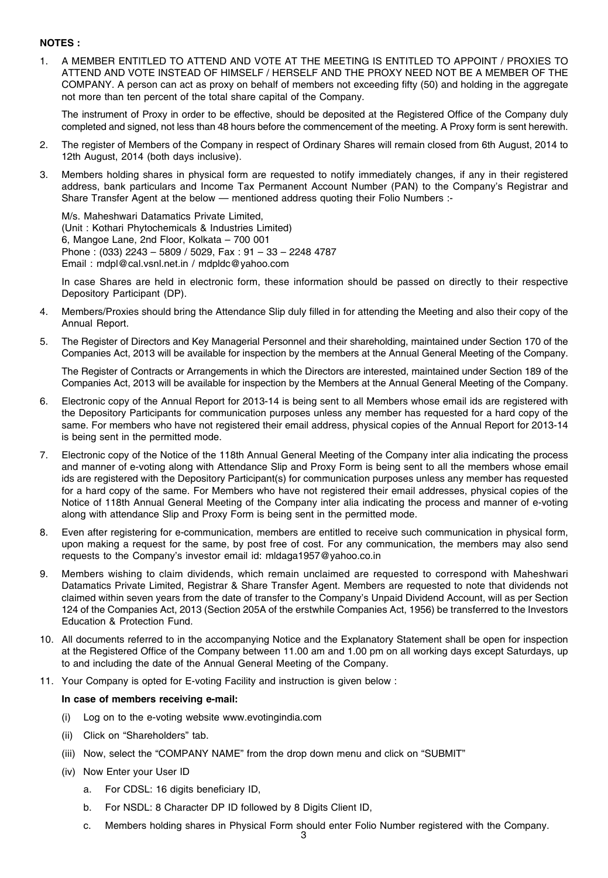**NOTES :**

1. A MEMBER ENTITLED TO ATTEND AND VOTE AT THE MEETING IS ENTITLED TO APPOINT / PROXIES TO ATTEND AND VOTE INSTEAD OF HIMSELF / HERSELF AND THE PROXY NEED NOT BE A MEMBER OF THE COMPANY. A person can act as proxy on behalf of members not exceeding fifty (50) and holding in the aggregate not more than ten percent of the total share capital of the Company.

   The instrument of Proxy in order to be effective, should be deposited at the Registered Office of the Company duly completed and signed, not less than 48 hours before the commencement of the meeting. A Proxy form is sent herewith.

2. The register of Members of the Company in respect of Ordinary Shares will remain closed from 6th August, 2014 to 12th August, 2014 (both days inclusive).

3. Members holding shares in physical form are requested to notify immediately changes, if any in their registered address, bank particulars and Income Tax Permanent Account Number (PAN) to the Company's Registrar and Share Transfer Agent at the below — mentioned address quoting their Folio Numbers :-

   M/s. Maheshwari Datamatics Private Limited,
   (Unit : Kothari Phytochemicals & Industries Limited)
   6, Mangoe Lane, 2nd Floor, Kolkata – 700 001
   Phone : (033) 2243 – 5809 / 5029, Fax : 91 – 33 – 2248 4787
   Email : mdpl@cal.vsnl.net.in / mdpldc@yahoo.com

   In case Shares are held in electronic form, these information should be passed on directly to their respective Depository Participant (DP).

4. Members/Proxies should bring the Attendance Slip duly filled in for attending the Meeting and also their copy of the Annual Report.

5. The Register of Directors and Key Managerial Personnel and their shareholding, maintained under Section 170 of the Companies Act, 2013 will be available for inspection by the members at the Annual General Meeting of the Company.

   The Register of Contracts or Arrangements in which the Directors are interested, maintained under Section 189 of the Companies Act, 2013 will be available for inspection by the Members at the Annual General Meeting of the Company.

6. Electronic copy of the Annual Report for 2013-14 is being sent to all Members whose email ids are registered with the Depository Participants for communication purposes unless any member has requested for a hard copy of the same. For members who have not registered their email address, physical copies of the Annual Report for 2013-14 is being sent in the permitted mode.

7. Electronic copy of the Notice of the 118th Annual General Meeting of the Company inter alia indicating the process and manner of e-voting along with Attendance Slip and Proxy Form is being sent to all the members whose email ids are registered with the Depository Participant(s) for communication purposes unless any member has requested for a hard copy of the same. For Members who have not registered their email addresses, physical copies of the Notice of 118th Annual General Meeting of the Company inter alia indicating the process and manner of e-voting along with attendance Slip and Proxy Form is being sent in the permitted mode.

8. Even after registering for e-communication, members are entitled to receive such communication in physical form, upon making a request for the same, by post free of cost. For any communication, the members may also send requests to the Company's investor email id: mldaga1957@yahoo.co.in

9. Members wishing to claim dividends, which remain unclaimed are requested to correspond with Maheshwari Datamatics Private Limited, Registrar & Share Transfer Agent. Members are requested to note that dividends not claimed within seven years from the date of transfer to the Company's Unpaid Dividend Account, will as per Section 124 of the Companies Act, 2013 (Section 205A of the erstwhile Companies Act, 1956) be transferred to the Investors Education & Protection Fund.

10. All documents referred to in the accompanying Notice and the Explanatory Statement shall be open for inspection at the Registered Office of the Company between 11.00 am and 1.00 pm on all working days except Saturdays, up to and including the date of the Annual General Meeting of the Company.

11. Your Company is opted for E-voting Facility and instruction is given below :

    **In case of members receiving e-mail:**

    (i) Log on to the e-voting website www.evotingindia.com

    (ii) Click on "Shareholders" tab.

    (iii) Now, select the "COMPANY NAME" from the drop down menu and click on "SUBMIT"

    (iv) Now Enter your User ID

    a. For CDSL: 16 digits beneficiary ID,

    b. For NSDL: 8 Character DP ID followed by 8 Digits Client ID,

    c. Members holding shares in Physical Form should enter Folio Number registered with the Company.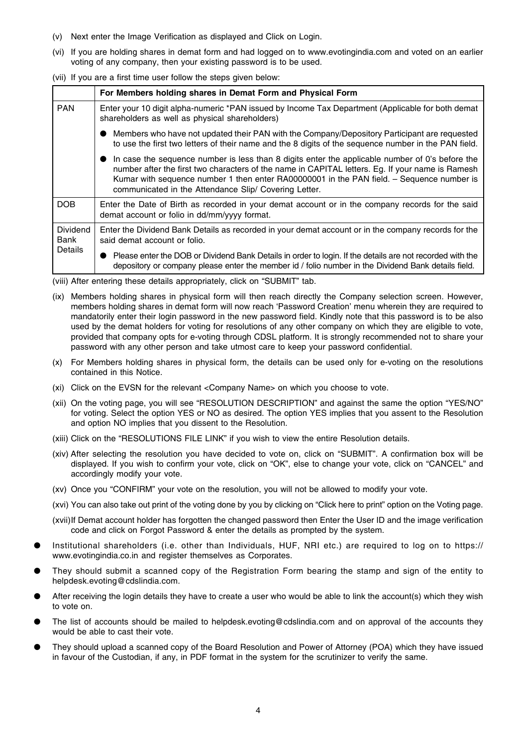(v) Next enter the Image Verification as displayed and Click on Login.

(vi) If you are holding shares in demat form and had logged on to www.evotingindia.com and voted on an earlier voting of any company, then your existing password is to be used.

(vii) If you are a first time user follow the steps given below:

| | For Members holding shares in Demat Form and Physical Form |
|---|---|
| PAN | Enter your 10 digit alpha-numeric *PAN issued by Income Tax Department (Applicable for both demat shareholders as well as physical shareholders)<br>● Members who have not updated their PAN with the Company/Depository Participant are requested to use the first two letters of their name and the 8 digits of the sequence number in the PAN field.<br>● In case the sequence number is less than 8 digits enter the applicable number of 0's before the number after the first two characters of the name in CAPITAL letters. Eg. If your name is Ramesh Kumar with sequence number 1 then enter RA00000001 in the PAN field. – Sequence number is communicated in the Attendance Slip/ Covering Letter. |
| DOB | Enter the Date of Birth as recorded in your demat account or in the company records for the said demat account or folio in dd/mm/yyyy format. |
| Dividend Bank Details | Enter the Dividend Bank Details as recorded in your demat account or in the company records for the said demat account or folio.<br>● Please enter the DOB or Dividend Bank Details in order to login. If the details are not recorded with the depository or company please enter the member id / folio number in the Dividend Bank details field. |

(viii) After entering these details appropriately, click on "SUBMIT" tab.

(ix) Members holding shares in physical form will then reach directly the Company selection screen. However, members holding shares in demat form will now reach 'Password Creation' menu wherein they are required to mandatorily enter their login password in the new password field. Kindly note that this password is to be also used by the demat holders for voting for resolutions of any other company on which they are eligible to vote, provided that company opts for e-voting through CDSL platform. It is strongly recommended not to share your password with any other person and take utmost care to keep your password confidential.

(x) For Members holding shares in physical form, the details can be used only for e-voting on the resolutions contained in this Notice.

(xi) Click on the EVSN for the relevant <Company Name> on which you choose to vote.

(xii) On the voting page, you will see "RESOLUTION DESCRIPTION" and against the same the option "YES/NO" for voting. Select the option YES or NO as desired. The option YES implies that you assent to the Resolution and option NO implies that you dissent to the Resolution.

(xiii) Click on the "RESOLUTIONS FILE LINK" if you wish to view the entire Resolution details.

(xiv) After selecting the resolution you have decided to vote on, click on "SUBMIT". A confirmation box will be displayed. If you wish to confirm your vote, click on "OK", else to change your vote, click on "CANCEL" and accordingly modify your vote.

(xv) Once you "CONFIRM" your vote on the resolution, you will not be allowed to modify your vote.

(xvi) You can also take out print of the voting done by you by clicking on "Click here to print" option on the Voting page.

(xvii) If Demat account holder has forgotten the changed password then Enter the User ID and the image verification code and click on Forgot Password & enter the details as prompted by the system.

- Institutional shareholders (i.e. other than Individuals, HUF, NRI etc.) are required to log on to https://www.evotingindia.co.in and register themselves as Corporates.
- They should submit a scanned copy of the Registration Form bearing the stamp and sign of the entity to helpdesk.evoting@cdslindia.com.
- After receiving the login details they have to create a user who would be able to link the account(s) which they wish to vote on.
- The list of accounts should be mailed to helpdesk.evoting@cdslindia.com and on approval of the accounts they would be able to cast their vote.
- They should upload a scanned copy of the Board Resolution and Power of Attorney (POA) which they have issued in favour of the Custodian, if any, in PDF format in the system for the scrutinizer to verify the same.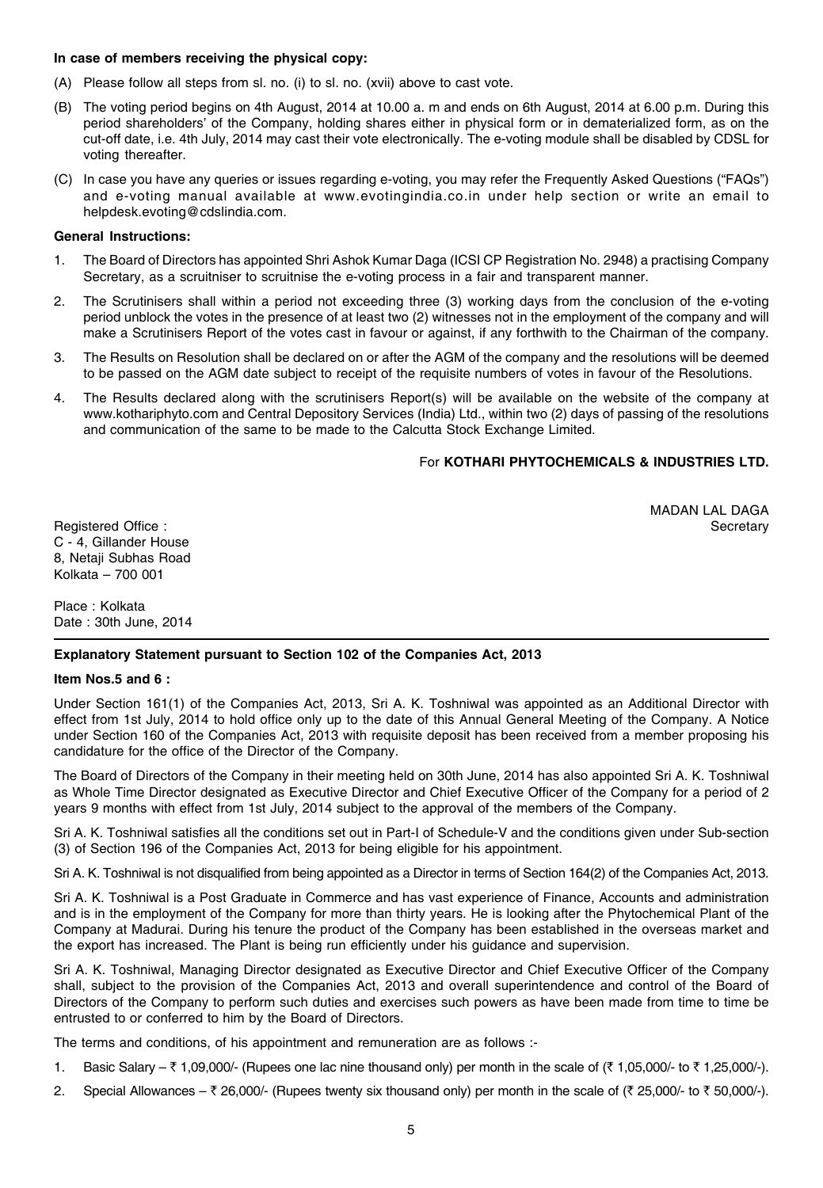**In case of members receiving the physical copy:**

(A) Please follow all steps from sl. no. (i) to sl. no. (xvii) above to cast vote.

(B) The voting period begins on 4th August, 2014 at 10.00 a. m and ends on 6th August, 2014 at 6.00 p.m. During this period shareholders' of the Company, holding shares either in physical form or in dematerialized form, as on the cut-off date, i.e. 4th July, 2014 may cast their vote electronically. The e-voting module shall be disabled by CDSL for voting thereafter.

(C) In case you have any queries or issues regarding e-voting, you may refer the Frequently Asked Questions ("FAQs") and e-voting manual available at www.evotingindia.co.in under help section or write an email to helpdesk.evoting@cdslindia.com.

**General Instructions:**

1. The Board of Directors has appointed Shri Ashok Kumar Daga (ICSI CP Registration No. 2948) a practising Company Secretary, as a scruitniser to scruitnise the e-voting process in a fair and transparent manner.

2. The Scrutinisers shall within a period not exceeding three (3) working days from the conclusion of the e-voting period unblock the votes in the presence of at least two (2) witnesses not in the employment of the company and will make a Scrutinisers Report of the votes cast in favour or against, if any forthwith to the Chairman of the company.

3. The Results on Resolution shall be declared on or after the AGM of the company and the resolutions will be deemed to be passed on the AGM date subject to receipt of the requisite numbers of votes in favour of the Resolutions.

4. The Results declared along with the scrutinisers Report(s) will be available on the website of the company at www.kothariphyto.com and Central Depository Services (India) Ltd., within two (2) days of passing of the resolutions and communication of the same to be made to the Calcutta Stock Exchange Limited.

For **KOTHARI PHYTOCHEMICALS & INDUSTRIES LTD.**

MADAN LAL DAGA
Secretary

Registered Office :
C - 4, Gillander House
8, Netaji Subhas Road
Kolkata – 700 001

Place : Kolkata
Date : 30th June, 2014

---

**Explanatory Statement pursuant to Section 102 of the Companies Act, 2013**

**Item Nos.5 and 6 :**

Under Section 161(1) of the Companies Act, 2013, Sri A. K. Toshniwal was appointed as an Additional Director with effect from 1st July, 2014 to hold office only up to the date of this Annual General Meeting of the Company. A Notice under Section 160 of the Companies Act, 2013 with requisite deposit has been received from a member proposing his candidature for the office of the Director of the Company.

The Board of Directors of the Company in their meeting held on 30th June, 2014 has also appointed Sri A. K. Toshniwal as Whole Time Director designated as Executive Director and Chief Executive Officer of the Company for a period of 2 years 9 months with effect from 1st July, 2014 subject to the approval of the members of the Company.

Sri A. K. Toshniwal satisfies all the conditions set out in Part-I of Schedule-V and the conditions given under Sub-section (3) of Section 196 of the Companies Act, 2013 for being eligible for his appointment.

Sri A. K. Toshniwal is not disqualified from being appointed as a Director in terms of Section 164(2) of the Companies Act, 2013.

Sri A. K. Toshniwal is a Post Graduate in Commerce and has vast experience of Finance, Accounts and administration and is in the employment of the Company for more than thirty years. He is looking after the Phytochemical Plant of the Company at Madurai. During his tenure the product of the Company has been established in the overseas market and the export has increased. The Plant is being run efficiently under his guidance and supervision.

Sri A. K. Toshniwal, Managing Director designated as Executive Director and Chief Executive Officer of the Company shall, subject to the provision of the Companies Act, 2013 and overall superintendence and control of the Board of Directors of the Company to perform such duties and exercises such powers as have been made from time to time be entrusted to or conferred to him by the Board of Directors.

The terms and conditions, of his appointment and remuneration are as follows :-

1. Basic Salary – ₹ 1,09,000/- (Rupees one lac nine thousand only) per month in the scale of (₹ 1,05,000/- to ₹ 1,25,000/-).

2. Special Allowances – ₹ 26,000/- (Rupees twenty six thousand only) per month in the scale of (₹ 25,000/- to ₹ 50,000/-).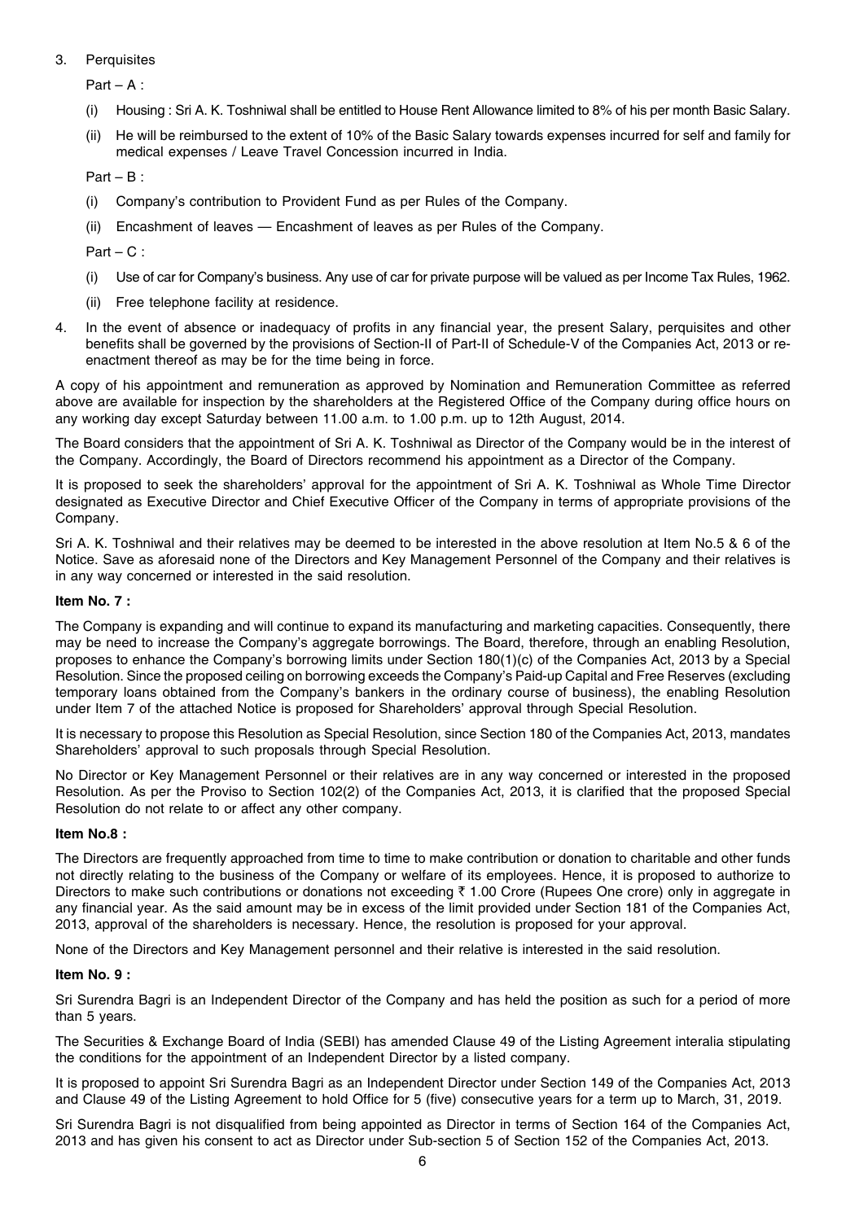3. Perquisites

   Part – A :

   (i) Housing : Sri A. K. Toshniwal shall be entitled to House Rent Allowance limited to 8% of his per month Basic Salary.

   (ii) He will be reimbursed to the extent of 10% of the Basic Salary towards expenses incurred for self and family for medical expenses / Leave Travel Concession incurred in India.

   Part – B :

   (i) Company's contribution to Provident Fund as per Rules of the Company.

   (ii) Encashment of leaves — Encashment of leaves as per Rules of the Company.

   Part – C :

   (i) Use of car for Company's business. Any use of car for private purpose will be valued as per Income Tax Rules, 1962.

   (ii) Free telephone facility at residence.

4. In the event of absence or inadequacy of profits in any financial year, the present Salary, perquisites and other benefits shall be governed by the provisions of Section-II of Part-II of Schedule-V of the Companies Act, 2013 or re-enactment thereof as may be for the time being in force.

A copy of his appointment and remuneration as approved by Nomination and Remuneration Committee as referred above are available for inspection by the shareholders at the Registered Office of the Company during office hours on any working day except Saturday between 11.00 a.m. to 1.00 p.m. up to 12th August, 2014.

The Board considers that the appointment of Sri A. K. Toshniwal as Director of the Company would be in the interest of the Company. Accordingly, the Board of Directors recommend his appointment as a Director of the Company.

It is proposed to seek the shareholders' approval for the appointment of Sri A. K. Toshniwal as Whole Time Director designated as Executive Director and Chief Executive Officer of the Company in terms of appropriate provisions of the Company.

Sri A. K. Toshniwal and their relatives may be deemed to be interested in the above resolution at Item No.5 & 6 of the Notice. Save as aforesaid none of the Directors and Key Management Personnel of the Company and their relatives is in any way concerned or interested in the said resolution.

**Item No. 7 :**

The Company is expanding and will continue to expand its manufacturing and marketing capacities. Consequently, there may be need to increase the Company's aggregate borrowings. The Board, therefore, through an enabling Resolution, proposes to enhance the Company's borrowing limits under Section 180(1)(c) of the Companies Act, 2013 by a Special Resolution. Since the proposed ceiling on borrowing exceeds the Company's Paid-up Capital and Free Reserves (excluding temporary loans obtained from the Company's bankers in the ordinary course of business), the enabling Resolution under Item 7 of the attached Notice is proposed for Shareholders' approval through Special Resolution.

It is necessary to propose this Resolution as Special Resolution, since Section 180 of the Companies Act, 2013, mandates Shareholders' approval to such proposals through Special Resolution.

No Director or Key Management Personnel or their relatives are in any way concerned or interested in the proposed Resolution. As per the Proviso to Section 102(2) of the Companies Act, 2013, it is clarified that the proposed Special Resolution do not relate to or affect any other company.

**Item No.8 :**

The Directors are frequently approached from time to time to make contribution or donation to charitable and other funds not directly relating to the business of the Company or welfare of its employees. Hence, it is proposed to authorize to Directors to make such contributions or donations not exceeding ₹ 1.00 Crore (Rupees One crore) only in aggregate in any financial year. As the said amount may be in excess of the limit provided under Section 181 of the Companies Act, 2013, approval of the shareholders is necessary. Hence, the resolution is proposed for your approval.

None of the Directors and Key Management personnel and their relative is interested in the said resolution.

**Item No. 9 :**

Sri Surendra Bagri is an Independent Director of the Company and has held the position as such for a period of more than 5 years.

The Securities & Exchange Board of India (SEBI) has amended Clause 49 of the Listing Agreement interalia stipulating the conditions for the appointment of an Independent Director by a listed company.

It is proposed to appoint Sri Surendra Bagri as an Independent Director under Section 149 of the Companies Act, 2013 and Clause 49 of the Listing Agreement to hold Office for 5 (five) consecutive years for a term up to March, 31, 2019.

Sri Surendra Bagri is not disqualified from being appointed as Director in terms of Section 164 of the Companies Act, 2013 and has given his consent to act as Director under Sub-section 5 of Section 152 of the Companies Act, 2013.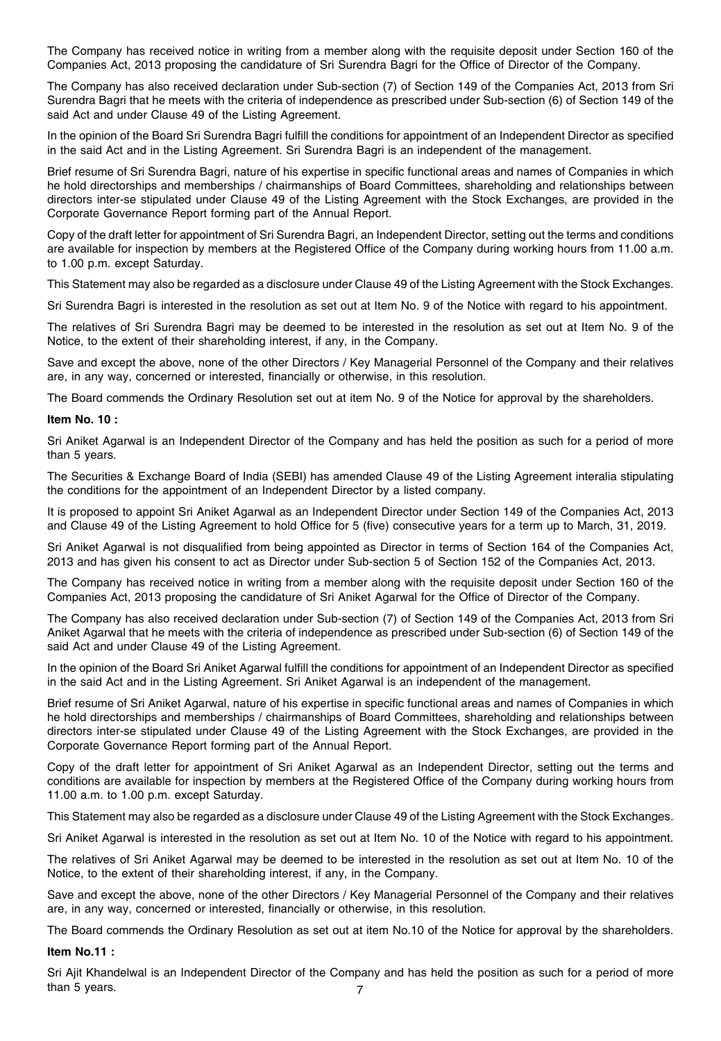The Company has received notice in writing from a member along with the requisite deposit under Section 160 of the Companies Act, 2013 proposing the candidature of Sri Surendra Bagri for the Office of Director of the Company.

The Company has also received declaration under Sub-section (7) of Section 149 of the Companies Act, 2013 from Sri Surendra Bagri that he meets with the criteria of independence as prescribed under Sub-section (6) of Section 149 of the said Act and under Clause 49 of the Listing Agreement.

In the opinion of the Board Sri Surendra Bagri fulfill the conditions for appointment of an Independent Director as specified in the said Act and in the Listing Agreement. Sri Surendra Bagri is an independent of the management.

Brief resume of Sri Surendra Bagri, nature of his expertise in specific functional areas and names of Companies in which he hold directorships and memberships / chairmanships of Board Committees, shareholding and relationships between directors inter-se stipulated under Clause 49 of the Listing Agreement with the Stock Exchanges, are provided in the Corporate Governance Report forming part of the Annual Report.

Copy of the draft letter for appointment of Sri Surendra Bagri, an Independent Director, setting out the terms and conditions are available for inspection by members at the Registered Office of the Company during working hours from 11.00 a.m. to 1.00 p.m. except Saturday.

This Statement may also be regarded as a disclosure under Clause 49 of the Listing Agreement with the Stock Exchanges.

Sri Surendra Bagri is interested in the resolution as set out at Item No. 9 of the Notice with regard to his appointment.

The relatives of Sri Surendra Bagri may be deemed to be interested in the resolution as set out at Item No. 9 of the Notice, to the extent of their shareholding interest, if any, in the Company.

Save and except the above, none of the other Directors / Key Managerial Personnel of the Company and their relatives are, in any way, concerned or interested, financially or otherwise, in this resolution.

The Board commends the Ordinary Resolution set out at item No. 9 of the Notice for approval by the shareholders.

**Item No. 10 :**

Sri Aniket Agarwal is an Independent Director of the Company and has held the position as such for a period of more than 5 years.

The Securities & Exchange Board of India (SEBI) has amended Clause 49 of the Listing Agreement interalia stipulating the conditions for the appointment of an Independent Director by a listed company.

It is proposed to appoint Sri Aniket Agarwal as an Independent Director under Section 149 of the Companies Act, 2013 and Clause 49 of the Listing Agreement to hold Office for 5 (five) consecutive years for a term up to March, 31, 2019.

Sri Aniket Agarwal is not disqualified from being appointed as Director in terms of Section 164 of the Companies Act, 2013 and has given his consent to act as Director under Sub-section 5 of Section 152 of the Companies Act, 2013.

The Company has received notice in writing from a member along with the requisite deposit under Section 160 of the Companies Act, 2013 proposing the candidature of Sri Aniket Agarwal for the Office of Director of the Company.

The Company has also received declaration under Sub-section (7) of Section 149 of the Companies Act, 2013 from Sri Aniket Agarwal that he meets with the criteria of independence as prescribed under Sub-section (6) of Section 149 of the said Act and under Clause 49 of the Listing Agreement.

In the opinion of the Board Sri Aniket Agarwal fulfill the conditions for appointment of an Independent Director as specified in the said Act and in the Listing Agreement. Sri Aniket Agarwal is an independent of the management.

Brief resume of Sri Aniket Agarwal, nature of his expertise in specific functional areas and names of Companies in which he hold directorships and memberships / chairmanships of Board Committees, shareholding and relationships between directors inter-se stipulated under Clause 49 of the Listing Agreement with the Stock Exchanges, are provided in the Corporate Governance Report forming part of the Annual Report.

Copy of the draft letter for appointment of Sri Aniket Agarwal as an Independent Director, setting out the terms and conditions are available for inspection by members at the Registered Office of the Company during working hours from 11.00 a.m. to 1.00 p.m. except Saturday.

This Statement may also be regarded as a disclosure under Clause 49 of the Listing Agreement with the Stock Exchanges.

Sri Aniket Agarwal is interested in the resolution as set out at Item No. 10 of the Notice with regard to his appointment.

The relatives of Sri Aniket Agarwal may be deemed to be interested in the resolution as set out at Item No. 10 of the Notice, to the extent of their shareholding interest, if any, in the Company.

Save and except the above, none of the other Directors / Key Managerial Personnel of the Company and their relatives are, in any way, concerned or interested, financially or otherwise, in this resolution.

The Board commends the Ordinary Resolution as set out at item No.10 of the Notice for approval by the shareholders.

**Item No.11 :**

Sri Ajit Khandelwal is an Independent Director of the Company and has held the position as such for a period of more than 5 years.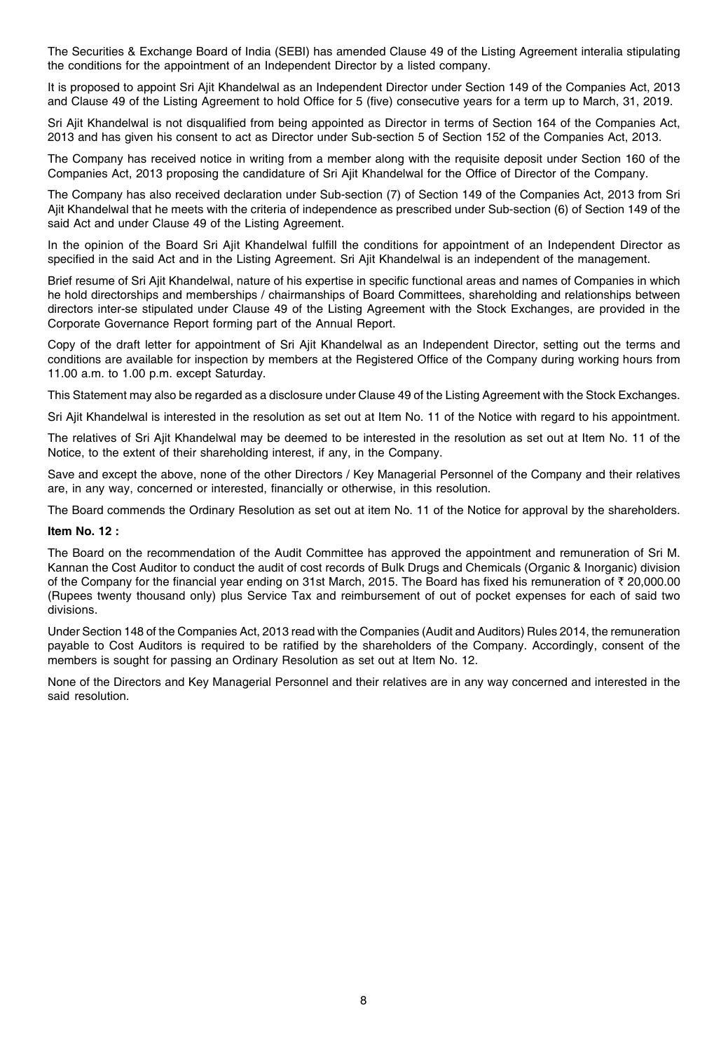The Securities & Exchange Board of India (SEBI) has amended Clause 49 of the Listing Agreement interalia stipulating the conditions for the appointment of an Independent Director by a listed company.

It is proposed to appoint Sri Ajit Khandelwal as an Independent Director under Section 149 of the Companies Act, 2013 and Clause 49 of the Listing Agreement to hold Office for 5 (five) consecutive years for a term up to March, 31, 2019.

Sri Ajit Khandelwal is not disqualified from being appointed as Director in terms of Section 164 of the Companies Act, 2013 and has given his consent to act as Director under Sub-section 5 of Section 152 of the Companies Act, 2013.

The Company has received notice in writing from a member along with the requisite deposit under Section 160 of the Companies Act, 2013 proposing the candidature of Sri Ajit Khandelwal for the Office of Director of the Company.

The Company has also received declaration under Sub-section (7) of Section 149 of the Companies Act, 2013 from Sri Ajit Khandelwal that he meets with the criteria of independence as prescribed under Sub-section (6) of Section 149 of the said Act and under Clause 49 of the Listing Agreement.

In the opinion of the Board Sri Ajit Khandelwal fulfill the conditions for appointment of an Independent Director as specified in the said Act and in the Listing Agreement. Sri Ajit Khandelwal is an independent of the management.

Brief resume of Sri Ajit Khandelwal, nature of his expertise in specific functional areas and names of Companies in which he hold directorships and memberships / chairmanships of Board Committees, shareholding and relationships between directors inter-se stipulated under Clause 49 of the Listing Agreement with the Stock Exchanges, are provided in the Corporate Governance Report forming part of the Annual Report.

Copy of the draft letter for appointment of Sri Ajit Khandelwal as an Independent Director, setting out the terms and conditions are available for inspection by members at the Registered Office of the Company during working hours from 11.00 a.m. to 1.00 p.m. except Saturday.

This Statement may also be regarded as a disclosure under Clause 49 of the Listing Agreement with the Stock Exchanges.

Sri Ajit Khandelwal is interested in the resolution as set out at Item No. 11 of the Notice with regard to his appointment.

The relatives of Sri Ajit Khandelwal may be deemed to be interested in the resolution as set out at Item No. 11 of the Notice, to the extent of their shareholding interest, if any, in the Company.

Save and except the above, none of the other Directors / Key Managerial Personnel of the Company and their relatives are, in any way, concerned or interested, financially or otherwise, in this resolution.

The Board commends the Ordinary Resolution as set out at item No. 11 of the Notice for approval by the shareholders.

**Item No. 12 :**

The Board on the recommendation of the Audit Committee has approved the appointment and remuneration of Sri M. Kannan the Cost Auditor to conduct the audit of cost records of Bulk Drugs and Chemicals (Organic & Inorganic) division of the Company for the financial year ending on 31st March, 2015. The Board has fixed his remuneration of ₹ 20,000.00 (Rupees twenty thousand only) plus Service Tax and reimbursement of out of pocket expenses for each of said two divisions.

Under Section 148 of the Companies Act, 2013 read with the Companies (Audit and Auditors) Rules 2014, the remuneration payable to Cost Auditors is required to be ratified by the shareholders of the Company. Accordingly, consent of the members is sought for passing an Ordinary Resolution as set out at Item No. 12.

None of the Directors and Key Managerial Personnel and their relatives are in any way concerned and interested in the said resolution.